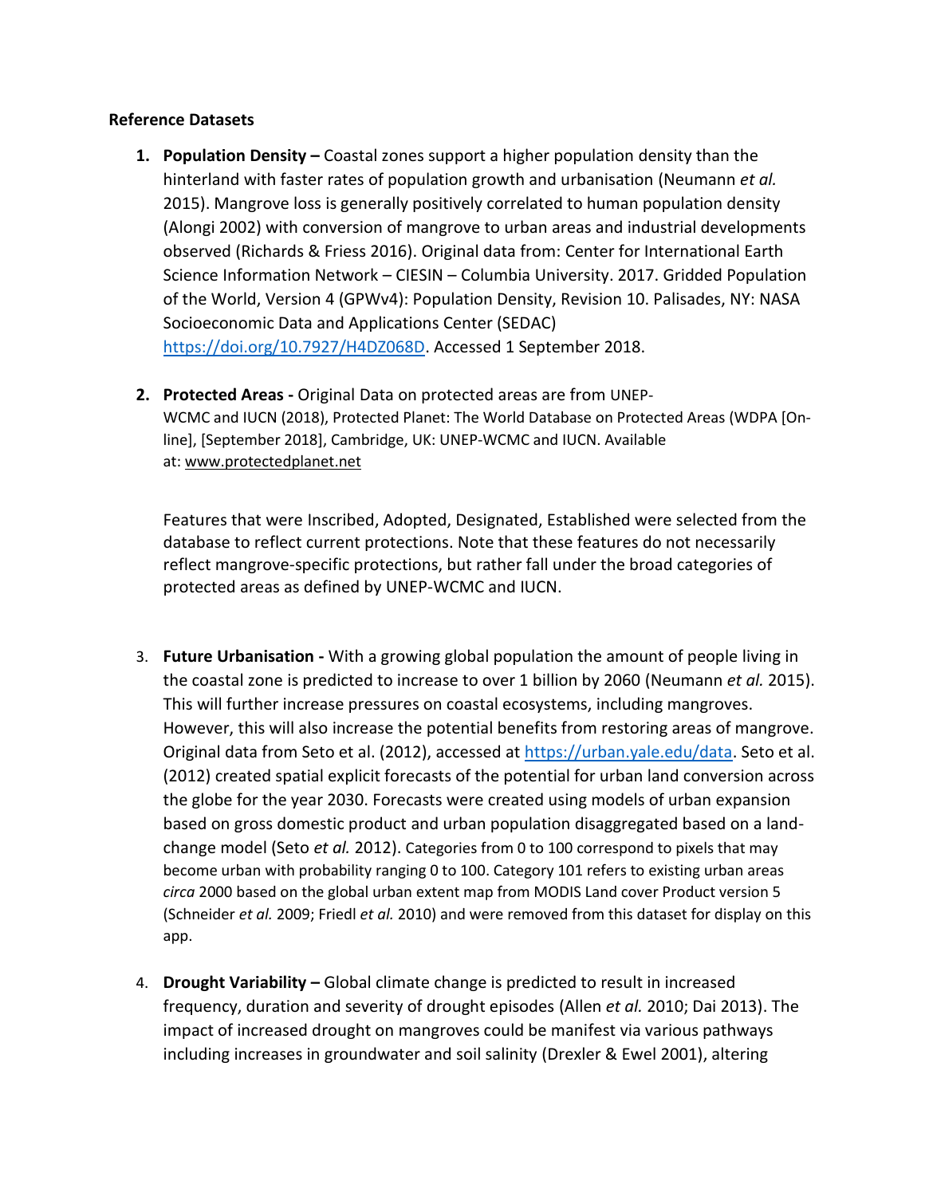**Reference Datasets**

1. **Population Density –** Coastal zones support a higher population density than the hinterland with faster rates of population growth and urbanisation (Neumann *et al.* 2015). Mangrove loss is generally positively correlated to human population density (Alongi 2002) with conversion of mangrove to urban areas and industrial developments observed (Richards & Friess 2016). Original data from: Center for International Earth Science Information Network – CIESIN – Columbia University. 2017. Gridded Population of the World, Version 4 (GPWv4): Population Density, Revision 10. Palisades, NY: NASA Socioeconomic Data and Applications Center (SEDAC) [https://doi.org/10.7927/H4DZ068D](https://doi.org/10.7927/H4DZ068D). Accessed 1 September 2018.

2. **Protected Areas -** Original Data on protected areas are from UNEP-WCMC and IUCN (2018), Protected Planet: The World Database on Protected Areas (WDPA [On-line], [September 2018], Cambridge, UK: UNEP-WCMC and IUCN. Available at: [www.protectedplanet.net](www.protectedplanet.net)

   Features that were Inscribed, Adopted, Designated, Established were selected from the database to reflect current protections. Note that these features do not necessarily reflect mangrove-specific protections, but rather fall under the broad categories of protected areas as defined by UNEP-WCMC and IUCN.

3. **Future Urbanisation -** With a growing global population the amount of people living in the coastal zone is predicted to increase to over 1 billion by 2060 (Neumann *et al.* 2015). This will further increase pressures on coastal ecosystems, including mangroves. However, this will also increase the potential benefits from restoring areas of mangrove. Original data from Seto et al. (2012), accessed at [https://urban.yale.edu/data](https://urban.yale.edu/data). Seto et al. (2012) created spatial explicit forecasts of the potential for urban land conversion across the globe for the year 2030. Forecasts were created using models of urban expansion based on gross domestic product and urban population disaggregated based on a land-change model (Seto *et al.* 2012). Categories from 0 to 100 correspond to pixels that may become urban with probability ranging 0 to 100. Category 101 refers to existing urban areas *circa* 2000 based on the global urban extent map from MODIS Land cover Product version 5 (Schneider *et al.* 2009; Friedl *et al.* 2010) and were removed from this dataset for display on this app.

4. **Drought Variability –** Global climate change is predicted to result in increased frequency, duration and severity of drought episodes (Allen *et al.* 2010; Dai 2013). The impact of increased drought on mangroves could be manifest via various pathways including increases in groundwater and soil salinity (Drexler & Ewel 2001), altering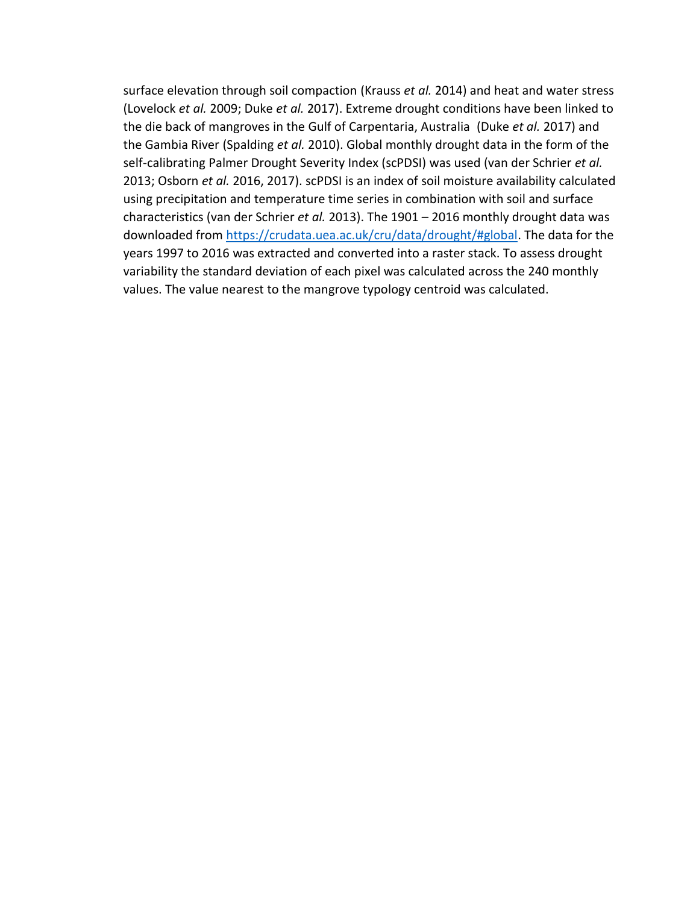surface elevation through soil compaction (Krauss *et al.* 2014) and heat and water stress (Lovelock *et al.* 2009; Duke *et al.* 2017). Extreme drought conditions have been linked to the die back of mangroves in the Gulf of Carpentaria, Australia (Duke *et al.* 2017) and the Gambia River (Spalding *et al.* 2010). Global monthly drought data in the form of the self-calibrating Palmer Drought Severity Index (scPDSI) was used (van der Schrier *et al.* 2013; Osborn *et al.* 2016, 2017). scPDSI is an index of soil moisture availability calculated using precipitation and temperature time series in combination with soil and surface characteristics (van der Schrier *et al.* 2013). The 1901 – 2016 monthly drought data was downloaded from https://crudata.uea.ac.uk/cru/data/drought/#global. The data for the years 1997 to 2016 was extracted and converted into a raster stack. To assess drought variability the standard deviation of each pixel was calculated across the 240 monthly values. The value nearest to the mangrove typology centroid was calculated.